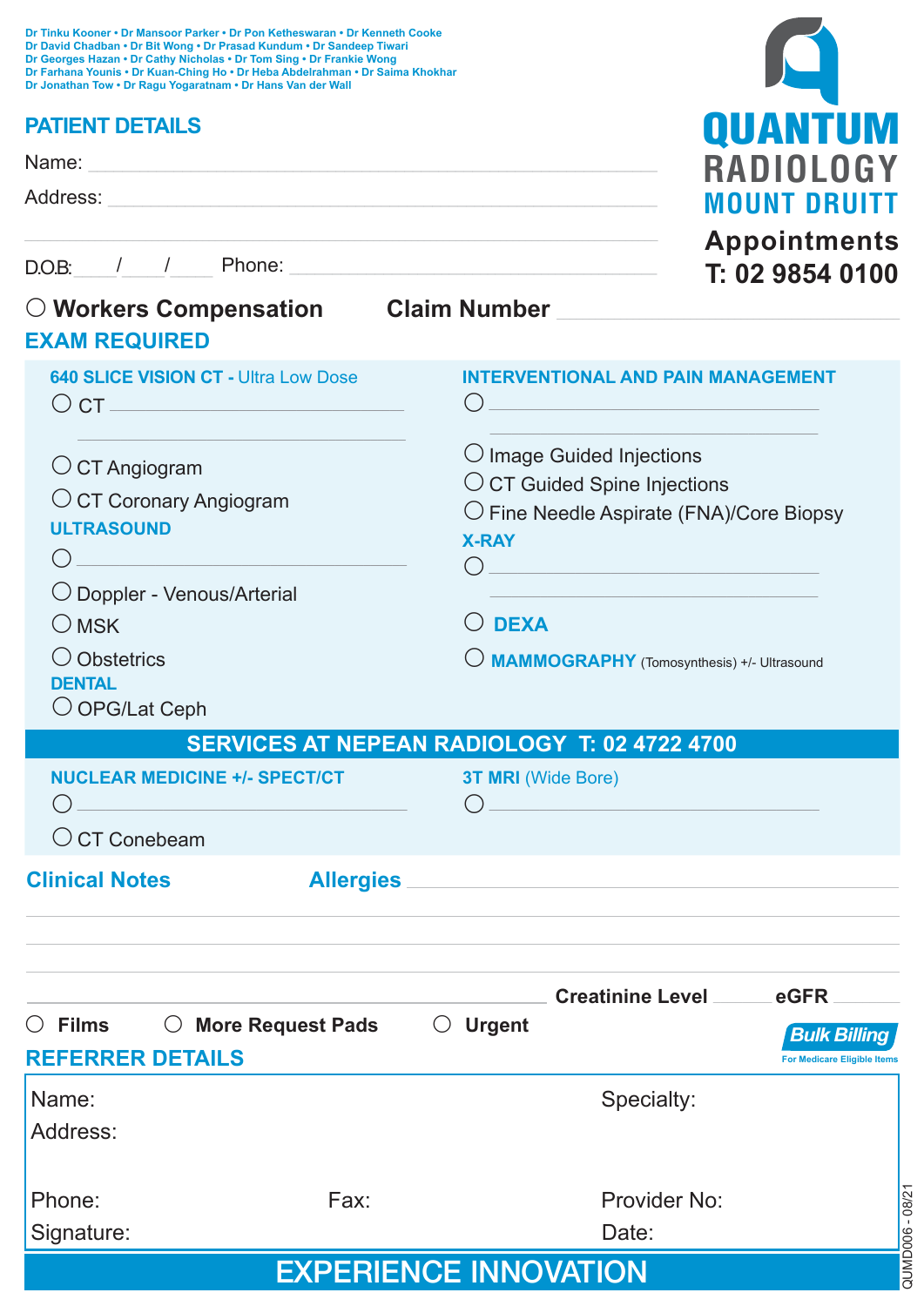Dr Tinku Kooner • Dr Mansoor Parker • Dr Pon Ketheswaran • Dr Kenneth Cooke
Dr David Chadban • Dr Bit Wong • Dr Prasad Kundum • Dr Sandeep Tiwari
Dr Georges Hazan • Dr Cathy Nicholas • Dr Tom Sing • Dr Frankie Wong
Dr Farhana Younis • Dr Kuan-Ching Ho • Dr Heba Abdelrahman • Dr Saima Khokhar
Dr Jonathan Tow • Dr Ragu Yogaratnam • Dr Hans Van der Wall

# QUANTUM RADIOLOGY MOUNT DRUITT

**Appointments**
**T: 02 9854 0100**

## PATIENT DETAILS

Name: ____________________

Address: ____________________

____________________

D.O.B: ___ / ___ / ___ Phone: ____________________

○ **Workers Compensation** **Claim Number** ____________________

## EXAM REQUIRED

### 640 SLICE VISION CT - Ultra Low Dose

○ CT ____________________

____________________

○ CT Angiogram

○ CT Coronary Angiogram

### ULTRASOUND

○ ____________________

○ Doppler - Venous/Arterial

○ MSK

○ Obstetrics

### DENTAL

○ OPG/Lat Ceph

### INTERVENTIONAL AND PAIN MANAGEMENT

○ ____________________

____________________

○ Image Guided Injections

○ CT Guided Spine Injections

○ Fine Needle Aspirate (FNA)/Core Biopsy

### X-RAY

○ ____________________

____________________

○ **DEXA**

○ **MAMMOGRAPHY** (Tomosynthesis) +/- Ultrasound

## SERVICES AT NEPEAN RADIOLOGY T: 02 4722 4700

### NUCLEAR MEDICINE +/- SPECT/CT

○ ____________________

○ CT Conebeam

### 3T MRI (Wide Bore)

○ ____________________

## Clinical Notes

**Allergies** ____________________

____________________

____________________

____________________

____________________ **Creatinine Level** ______ **eGFR** ______

○ **Films** ○ **More Request Pads** ○ **Urgent**

**Bulk Billing**
For Medicare Eligible Items

## REFERRER DETAILS

Name:

Specialty:

Address:

Phone:

Fax:

Provider No:

Signature:

Date:

**EXPERIENCE INNOVATION**

QUMD006 - 08/21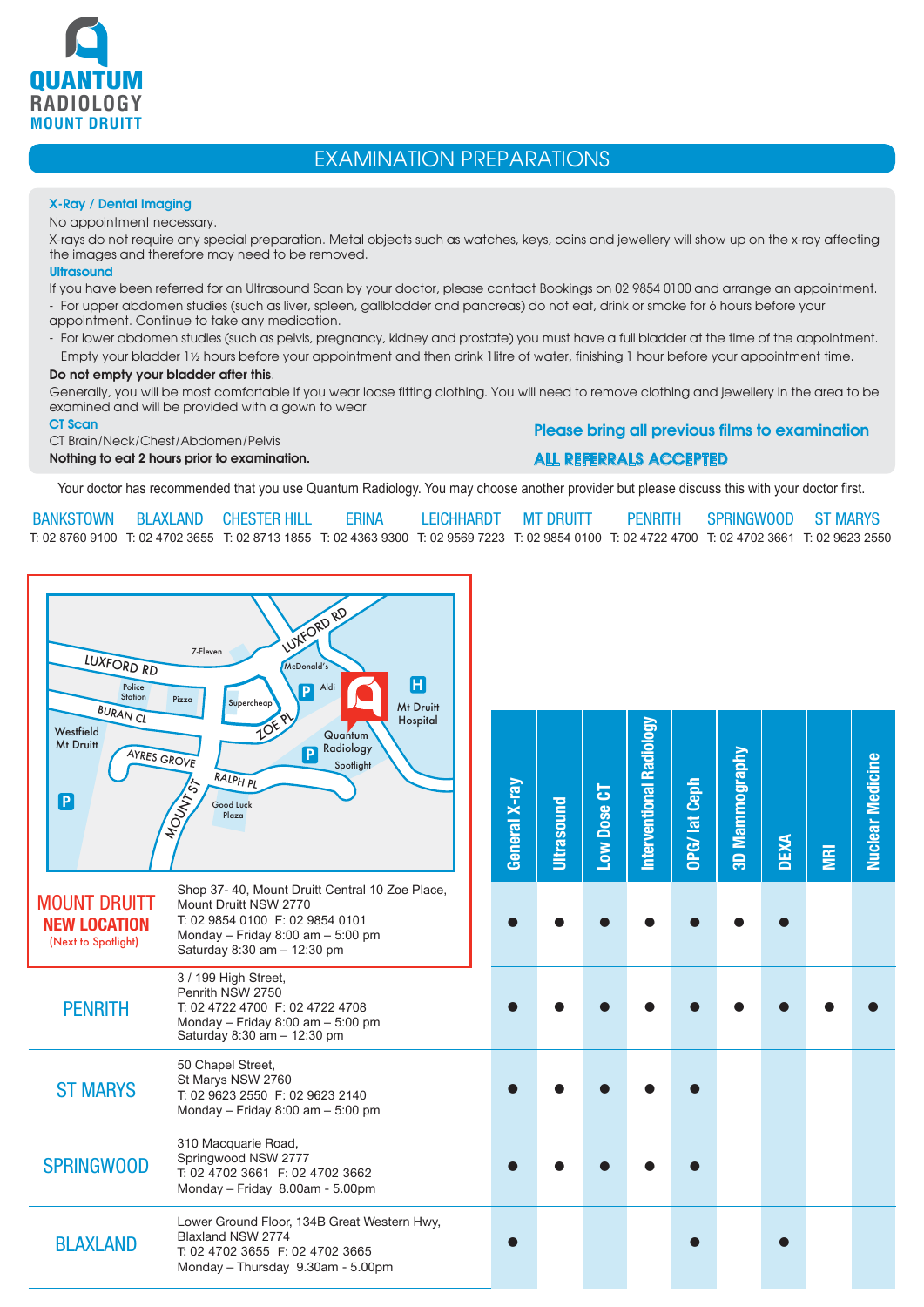QUANTUM RADIOLOGY MOUNT DRUITT

# EXAMINATION PREPARATIONS

**X-Ray / Dental Imaging**

No appointment necessary.

X-rays do not require any special preparation. Metal objects such as watches, keys, coins and jewellery will show up on the x-ray affecting the images and therefore may need to be removed.

**Ultrasound**

If you have been referred for an Ultrasound Scan by your doctor, please contact Bookings on 02 9854 0100 and arrange an appointment.

- For upper abdomen studies (such as liver, spleen, gallbladder and pancreas) do not eat, drink or smoke for 6 hours before your appointment. Continue to take any medication.
- For lower abdomen studies (such as pelvis, pregnancy, kidney and prostate) you must have a full bladder at the time of the appointment. Empty your bladder 1½ hours before your appointment and then drink 1litre of water, finishing 1 hour before your appointment time.

**Do not empty your bladder after this**.

Generally, you will be most comfortable if you wear loose fitting clothing. You will need to remove clothing and jewellery in the area to be examined and will be provided with a gown to wear.

**CT Scan**

CT Brain/Neck/Chest/Abdomen/Pelvis

**Nothing to eat 2 hours prior to examination.**

**Please bring all previous films to examination**

**ALL REFERRALS ACCEPTED**

Your doctor has recommended that you use Quantum Radiology. You may choose another provider but please discuss this with your doctor first.

| BANKSTOWN | BLAXLAND | CHESTER HILL | ERINA | LEICHHARDT | MT DRUITT | PENRITH | SPRINGWOOD | ST MARYS |
|---|---|---|---|---|---|---|---|---|
| T: 02 8760 9100 | T: 02 4702 3655 | T: 02 8713 1855 | T: 02 4363 9300 | T: 02 9569 7223 | T: 02 9854 0100 | T: 02 4722 4700 | T: 02 4702 3661 | T: 02 9623 2550 |

LUXFORD RD, 7-Eleven, McDonald's, Aldi, Police Station, Pizza, Supercheap, BURAN CL, ZOE PL, Mt Druitt Hospital, Westfield Mt Druitt, AYRES GROVE, Quantum Radiology, Spotlight, RALPH PL, MOUNT ST, Good Luck Plaza

| Location | Details | General X-ray | Ultrasound | Low Dose CT | Interventional Radiology | OPG/ lat Ceph | 3D Mammography | DEXA | MRI | Nuclear Medicine |
|---|---|---|---|---|---|---|---|---|---|---|
| MOUNT DRUITT NEW LOCATION (Next to Spotlight) | Shop 37- 40, Mount Druitt Central 10 Zoe Place, Mount Druitt NSW 2770<br>T: 02 9854 0100 F: 02 9854 0101<br>Monday – Friday 8:00 am – 5:00 pm<br>Saturday 8:30 am – 12:30 pm | ● | ● | ● | ● | ● | ● | ● | | |
| PENRITH | 3 / 199 High Street, Penrith NSW 2750<br>T: 02 4722 4700 F: 02 4722 4708<br>Monday – Friday 8:00 am – 5:00 pm<br>Saturday 8:30 am – 12:30 pm | ● | ● | ● | ● | ● | ● | ● | ● | ● |
| ST MARYS | 50 Chapel Street, St Marys NSW 2760<br>T: 02 9623 2550 F: 02 9623 2140<br>Monday – Friday 8:00 am – 5:00 pm | ● | ● | ● | ● | ● | | | | |
| SPRINGWOOD | 310 Macquarie Road, Springwood NSW 2777<br>T: 02 4702 3661 F: 02 4702 3662<br>Monday – Friday 8.00am - 5.00pm | ● | ● | ● | ● | ● | | | | |
| BLAXLAND | Lower Ground Floor, 134B Great Western Hwy, Blaxland NSW 2774<br>T: 02 4702 3655 F: 02 4702 3665<br>Monday – Thursday 9.30am - 5.00pm | ● | | | | ● | | ● | | |